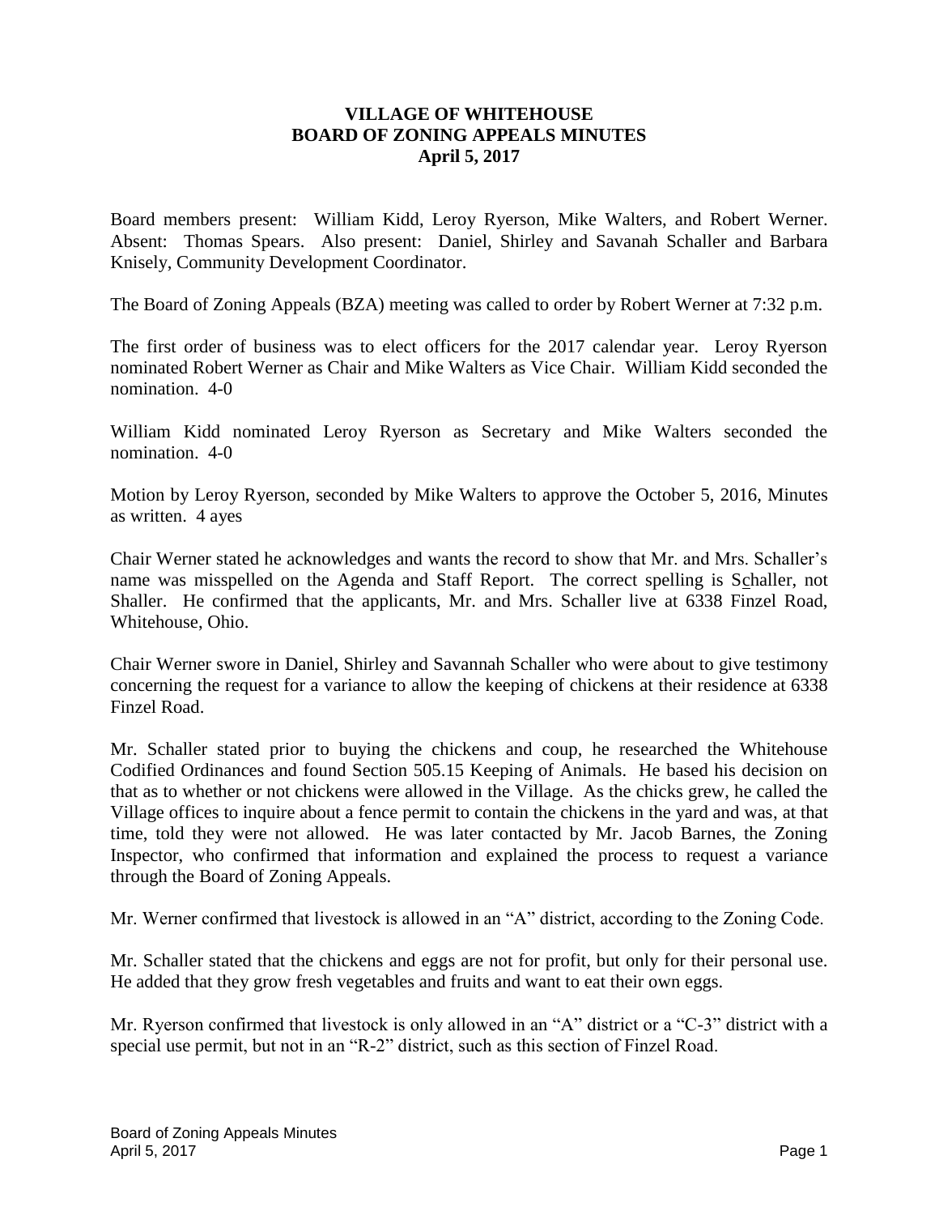**VILLAGE OF WHITEHOUSE**
**BOARD OF ZONING APPEALS MINUTES**
**April 5, 2017**

Board members present: William Kidd, Leroy Ryerson, Mike Walters, and Robert Werner. Absent: Thomas Spears. Also present: Daniel, Shirley and Savanah Schaller and Barbara Knisely, Community Development Coordinator.

The Board of Zoning Appeals (BZA) meeting was called to order by Robert Werner at 7:32 p.m.

The first order of business was to elect officers for the 2017 calendar year. Leroy Ryerson nominated Robert Werner as Chair and Mike Walters as Vice Chair. William Kidd seconded the nomination. 4-0

William Kidd nominated Leroy Ryerson as Secretary and Mike Walters seconded the nomination. 4-0

Motion by Leroy Ryerson, seconded by Mike Walters to approve the October 5, 2016, Minutes as written. 4 ayes

Chair Werner stated he acknowledges and wants the record to show that Mr. and Mrs. Schaller's name was misspelled on the Agenda and Staff Report. The correct spelling is S<u>c</u>haller, not Shaller. He confirmed that the applicants, Mr. and Mrs. Schaller live at 6338 Finzel Road, Whitehouse, Ohio.

Chair Werner swore in Daniel, Shirley and Savannah Schaller who were about to give testimony concerning the request for a variance to allow the keeping of chickens at their residence at 6338 Finzel Road.

Mr. Schaller stated prior to buying the chickens and coup, he researched the Whitehouse Codified Ordinances and found Section 505.15 Keeping of Animals. He based his decision on that as to whether or not chickens were allowed in the Village. As the chicks grew, he called the Village offices to inquire about a fence permit to contain the chickens in the yard and was, at that time, told they were not allowed. He was later contacted by Mr. Jacob Barnes, the Zoning Inspector, who confirmed that information and explained the process to request a variance through the Board of Zoning Appeals.

Mr. Werner confirmed that livestock is allowed in an "A" district, according to the Zoning Code.

Mr. Schaller stated that the chickens and eggs are not for profit, but only for their personal use. He added that they grow fresh vegetables and fruits and want to eat their own eggs.

Mr. Ryerson confirmed that livestock is only allowed in an "A" district or a "C-3" district with a special use permit, but not in an "R-2" district, such as this section of Finzel Road.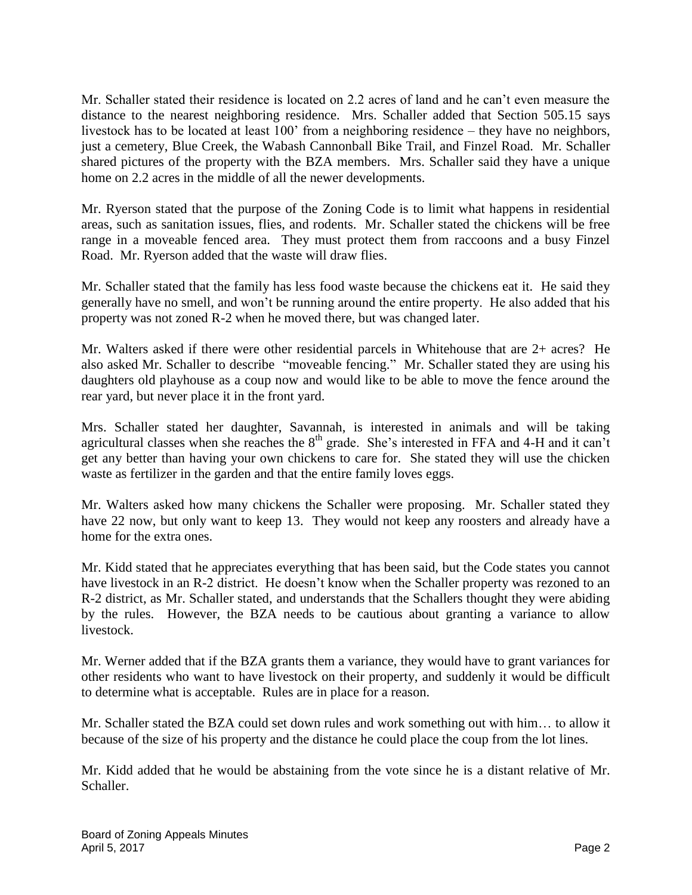Mr. Schaller stated their residence is located on 2.2 acres of land and he can't even measure the distance to the nearest neighboring residence. Mrs. Schaller added that Section 505.15 says livestock has to be located at least 100' from a neighboring residence – they have no neighbors, just a cemetery, Blue Creek, the Wabash Cannonball Bike Trail, and Finzel Road. Mr. Schaller shared pictures of the property with the BZA members. Mrs. Schaller said they have a unique home on 2.2 acres in the middle of all the newer developments.

Mr. Ryerson stated that the purpose of the Zoning Code is to limit what happens in residential areas, such as sanitation issues, flies, and rodents. Mr. Schaller stated the chickens will be free range in a moveable fenced area. They must protect them from raccoons and a busy Finzel Road. Mr. Ryerson added that the waste will draw flies.

Mr. Schaller stated that the family has less food waste because the chickens eat it. He said they generally have no smell, and won't be running around the entire property. He also added that his property was not zoned R-2 when he moved there, but was changed later.

Mr. Walters asked if there were other residential parcels in Whitehouse that are 2+ acres? He also asked Mr. Schaller to describe "moveable fencing." Mr. Schaller stated they are using his daughters old playhouse as a coup now and would like to be able to move the fence around the rear yard, but never place it in the front yard.

Mrs. Schaller stated her daughter, Savannah, is interested in animals and will be taking agricultural classes when she reaches the 8th grade. She's interested in FFA and 4-H and it can't get any better than having your own chickens to care for. She stated they will use the chicken waste as fertilizer in the garden and that the entire family loves eggs.

Mr. Walters asked how many chickens the Schaller were proposing. Mr. Schaller stated they have 22 now, but only want to keep 13. They would not keep any roosters and already have a home for the extra ones.

Mr. Kidd stated that he appreciates everything that has been said, but the Code states you cannot have livestock in an R-2 district. He doesn't know when the Schaller property was rezoned to an R-2 district, as Mr. Schaller stated, and understands that the Schallers thought they were abiding by the rules. However, the BZA needs to be cautious about granting a variance to allow livestock.

Mr. Werner added that if the BZA grants them a variance, they would have to grant variances for other residents who want to have livestock on their property, and suddenly it would be difficult to determine what is acceptable. Rules are in place for a reason.

Mr. Schaller stated the BZA could set down rules and work something out with him… to allow it because of the size of his property and the distance he could place the coup from the lot lines.

Mr. Kidd added that he would be abstaining from the vote since he is a distant relative of Mr. Schaller.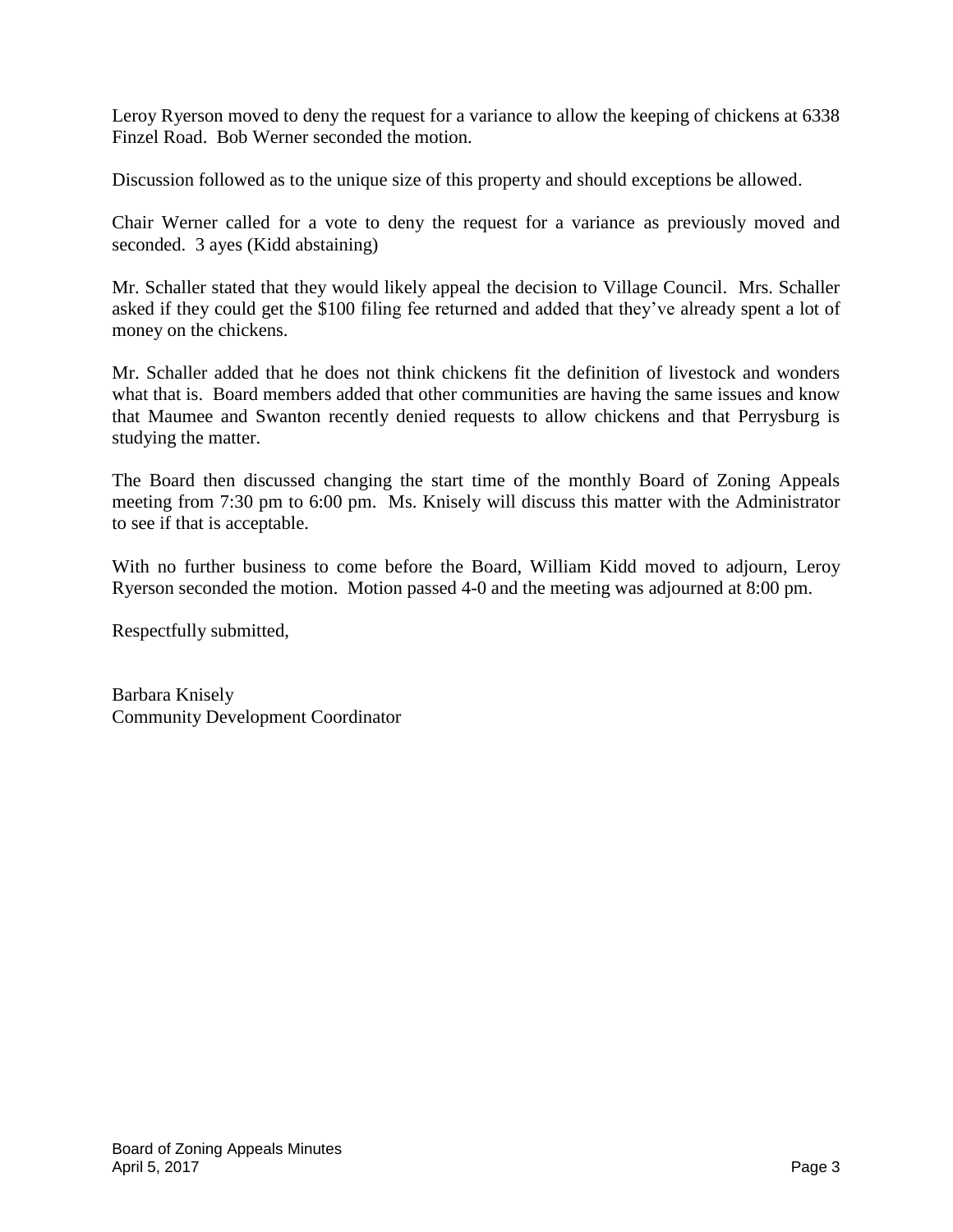Leroy Ryerson moved to deny the request for a variance to allow the keeping of chickens at 6338 Finzel Road. Bob Werner seconded the motion.

Discussion followed as to the unique size of this property and should exceptions be allowed.

Chair Werner called for a vote to deny the request for a variance as previously moved and seconded. 3 ayes (Kidd abstaining)

Mr. Schaller stated that they would likely appeal the decision to Village Council. Mrs. Schaller asked if they could get the $100 filing fee returned and added that they've already spent a lot of money on the chickens.

Mr. Schaller added that he does not think chickens fit the definition of livestock and wonders what that is. Board members added that other communities are having the same issues and know that Maumee and Swanton recently denied requests to allow chickens and that Perrysburg is studying the matter.

The Board then discussed changing the start time of the monthly Board of Zoning Appeals meeting from 7:30 pm to 6:00 pm. Ms. Knisely will discuss this matter with the Administrator to see if that is acceptable.

With no further business to come before the Board, William Kidd moved to adjourn, Leroy Ryerson seconded the motion. Motion passed 4-0 and the meeting was adjourned at 8:00 pm.

Respectfully submitted,

Barbara Knisely
Community Development Coordinator